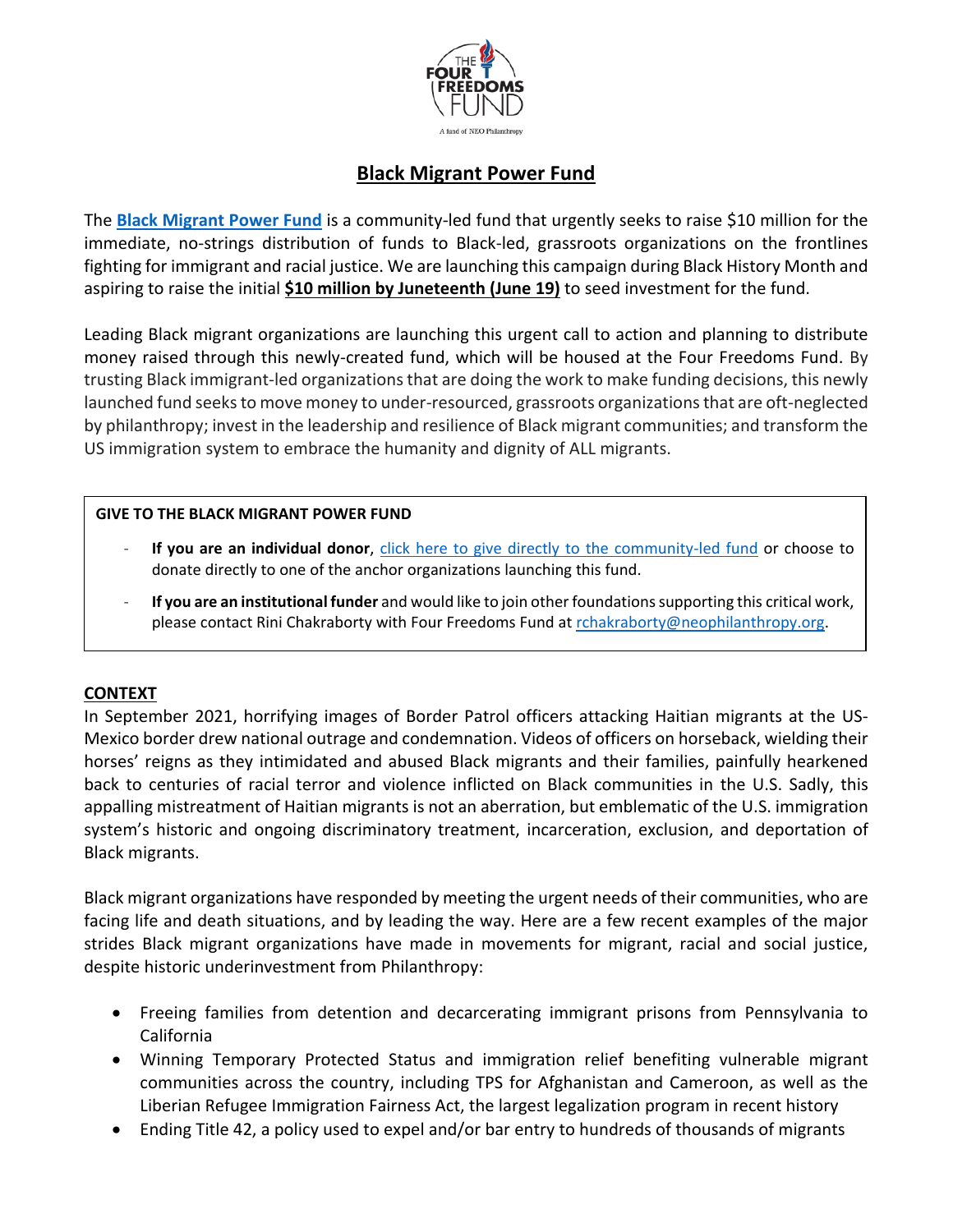# Black Migrant Power Fund

The **Black Migrant Power Fund** is a community-led fund that urgently seeks to raise $10 million for the immediate, no-strings distribution of funds to Black-led, grassroots organizations on the frontlines fighting for immigrant and racial justice. We are launching this campaign during Black History Month and aspiring to raise the initial **$10 million by Juneteenth (June 19)** to seed investment for the fund.

Leading Black migrant organizations are launching this urgent call to action and planning to distribute money raised through this newly-created fund, which will be housed at the Four Freedoms Fund. By trusting Black immigrant-led organizations that are doing the work to make funding decisions, this newly launched fund seeks to move money to under-resourced, grassroots organizations that are oft-neglected by philanthropy; invest in the leadership and resilience of Black migrant communities; and transform the US immigration system to embrace the humanity and dignity of ALL migrants.

**GIVE TO THE BLACK MIGRANT POWER FUND**

- **If you are an individual donor**, click here to give directly to the community-led fund or choose to donate directly to one of the anchor organizations launching this fund.
- **If you are an institutional funder** and would like to join other foundations supporting this critical work, please contact Rini Chakraborty with Four Freedoms Fund at rchakraborty@neophilanthropy.org.

## CONTEXT

In September 2021, horrifying images of Border Patrol officers attacking Haitian migrants at the US-Mexico border drew national outrage and condemnation. Videos of officers on horseback, wielding their horses' reigns as they intimidated and abused Black migrants and their families, painfully hearkened back to centuries of racial terror and violence inflicted on Black communities in the U.S. Sadly, this appalling mistreatment of Haitian migrants is not an aberration, but emblematic of the U.S. immigration system's historic and ongoing discriminatory treatment, incarceration, exclusion, and deportation of Black migrants.

Black migrant organizations have responded by meeting the urgent needs of their communities, who are facing life and death situations, and by leading the way. Here are a few recent examples of the major strides Black migrant organizations have made in movements for migrant, racial and social justice, despite historic underinvestment from Philanthropy:

- Freeing families from detention and decarcerating immigrant prisons from Pennsylvania to California
- Winning Temporary Protected Status and immigration relief benefiting vulnerable migrant communities across the country, including TPS for Afghanistan and Cameroon, as well as the Liberian Refugee Immigration Fairness Act, the largest legalization program in recent history
- Ending Title 42, a policy used to expel and/or bar entry to hundreds of thousands of migrants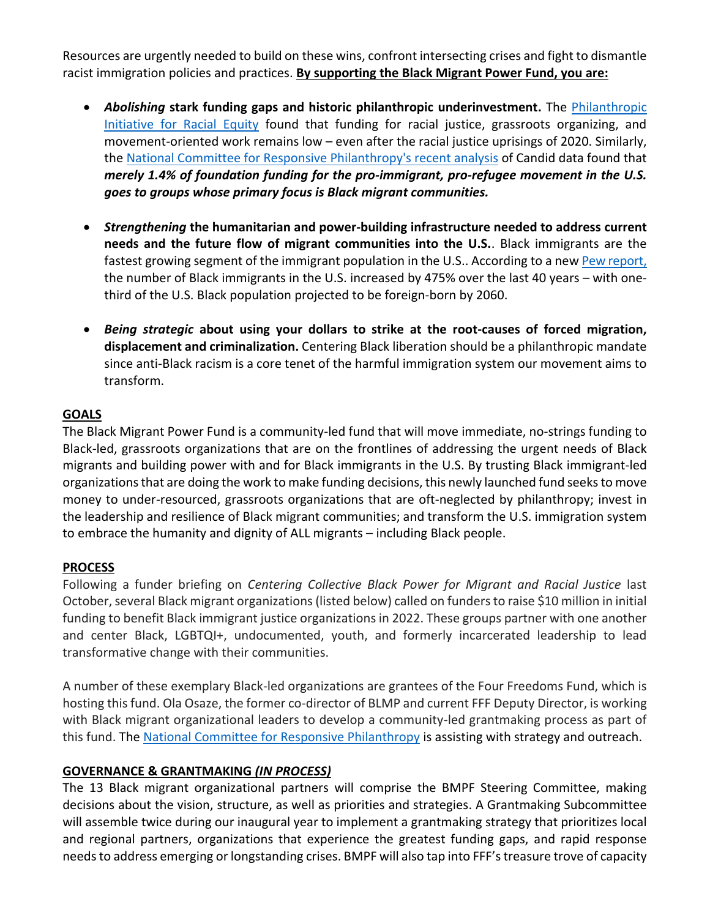Resources are urgently needed to build on these wins, confront intersecting crises and fight to dismantle racist immigration policies and practices. **By supporting the Black Migrant Power Fund, you are:**

- ***Abolishing* stark funding gaps and historic philanthropic underinvestment.** The [Philanthropic Initiative for Racial Equity]() found that funding for racial justice, grassroots organizing, and movement-oriented work remains low – even after the racial justice uprisings of 2020. Similarly, the [National Committee for Responsive Philanthropy's recent analysis]() of Candid data found that ***merely 1.4% of foundation funding for the pro-immigrant, pro-refugee movement in the U.S. goes to groups whose primary focus is Black migrant communities.***

- ***Strengthening* the humanitarian and power-building infrastructure needed to address current needs and the future flow of migrant communities into the U.S.**. Black immigrants are the fastest growing segment of the immigrant population in the U.S.. According to a new [Pew report,]() the number of Black immigrants in the U.S. increased by 475% over the last 40 years – with one-third of the U.S. Black population projected to be foreign-born by 2060.

- ***Being strategic* about using your dollars to strike at the root-causes of forced migration, displacement and criminalization.** Centering Black liberation should be a philanthropic mandate since anti-Black racism is a core tenet of the harmful immigration system our movement aims to transform.

## GOALS

The Black Migrant Power Fund is a community-led fund that will move immediate, no-strings funding to Black-led, grassroots organizations that are on the frontlines of addressing the urgent needs of Black migrants and building power with and for Black immigrants in the U.S. By trusting Black immigrant-led organizations that are doing the work to make funding decisions, this newly launched fund seeks to move money to under-resourced, grassroots organizations that are oft-neglected by philanthropy; invest in the leadership and resilience of Black migrant communities; and transform the U.S. immigration system to embrace the humanity and dignity of ALL migrants – including Black people.

## PROCESS

Following a funder briefing on *Centering Collective Black Power for Migrant and Racial Justice* last October, several Black migrant organizations (listed below) called on funders to raise $10 million in initial funding to benefit Black immigrant justice organizations in 2022. These groups partner with one another and center Black, LGBTQI+, undocumented, youth, and formerly incarcerated leadership to lead transformative change with their communities.

A number of these exemplary Black-led organizations are grantees of the Four Freedoms Fund, which is hosting this fund. Ola Osaze, the former co-director of BLMP and current FFF Deputy Director, is working with Black migrant organizational leaders to develop a community-led grantmaking process as part of this fund. The [National Committee for Responsive Philanthropy]() is assisting with strategy and outreach.

## GOVERNANCE & GRANTMAKING *(IN PROCESS)*

The 13 Black migrant organizational partners will comprise the BMPF Steering Committee, making decisions about the vision, structure, as well as priorities and strategies. A Grantmaking Subcommittee will assemble twice during our inaugural year to implement a grantmaking strategy that prioritizes local and regional partners, organizations that experience the greatest funding gaps, and rapid response needs to address emerging or longstanding crises. BMPF will also tap into FFF's treasure trove of capacity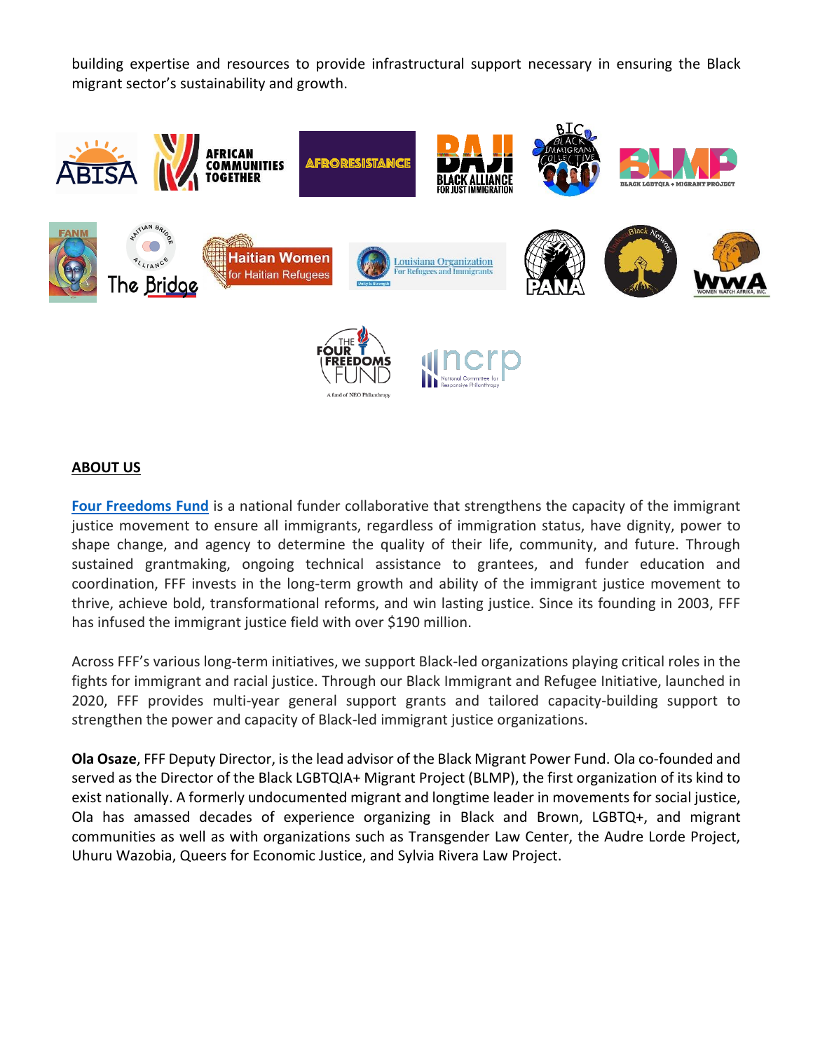building expertise and resources to provide infrastructural support necessary in ensuring the Black migrant sector's sustainability and growth.

## ABOUT US

**Four Freedoms Fund** is a national funder collaborative that strengthens the capacity of the immigrant justice movement to ensure all immigrants, regardless of immigration status, have dignity, power to shape change, and agency to determine the quality of their life, community, and future. Through sustained grantmaking, ongoing technical assistance to grantees, and funder education and coordination, FFF invests in the long-term growth and ability of the immigrant justice movement to thrive, achieve bold, transformational reforms, and win lasting justice. Since its founding in 2003, FFF has infused the immigrant justice field with over $190 million.

Across FFF's various long-term initiatives, we support Black-led organizations playing critical roles in the fights for immigrant and racial justice. Through our Black Immigrant and Refugee Initiative, launched in 2020, FFF provides multi-year general support grants and tailored capacity-building support to strengthen the power and capacity of Black-led immigrant justice organizations.

**Ola Osaze**, FFF Deputy Director, is the lead advisor of the Black Migrant Power Fund. Ola co-founded and served as the Director of the Black LGBTQIA+ Migrant Project (BLMP), the first organization of its kind to exist nationally. A formerly undocumented migrant and longtime leader in movements for social justice, Ola has amassed decades of experience organizing in Black and Brown, LGBTQ+, and migrant communities as well as with organizations such as Transgender Law Center, the Audre Lorde Project, Uhuru Wazobia, Queers for Economic Justice, and Sylvia Rivera Law Project.